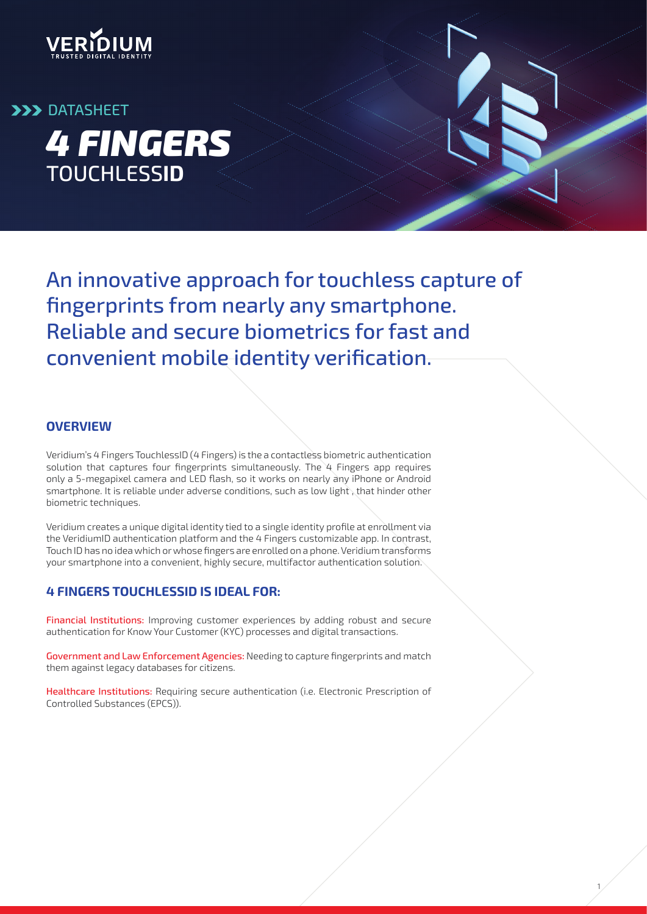VERIDIUM
TRUSTED DIGITAL IDENTITY

DATASHEET

# 4 FINGERS TOUCHLESSID

## An innovative approach for touchless capture of fingerprints from nearly any smartphone. Reliable and secure biometrics for fast and convenient mobile identity verification.

### OVERVIEW

Veridium's 4 Fingers TouchlessID (4 Fingers) is the a contactless biometric authentication solution that captures four fingerprints simultaneously. The 4 Fingers app requires only a 5-megapixel camera and LED flash, so it works on nearly any iPhone or Android smartphone. It is reliable under adverse conditions, such as low light , that hinder other biometric techniques.

Veridium creates a unique digital identity tied to a single identity profile at enrollment via the VeridiumID authentication platform and the 4 Fingers customizable app. In contrast, Touch ID has no idea which or whose fingers are enrolled on a phone. Veridium transforms your smartphone into a convenient, highly secure, multifactor authentication solution.

### 4 FINGERS TOUCHLESSID IS IDEAL FOR:

**Financial Institutions:** Improving customer experiences by adding robust and secure authentication for Know Your Customer (KYC) processes and digital transactions.

**Government and Law Enforcement Agencies:** Needing to capture fingerprints and match them against legacy databases for citizens.

**Healthcare Institutions:** Requiring secure authentication (i.e. Electronic Prescription of Controlled Substances (EPCS)).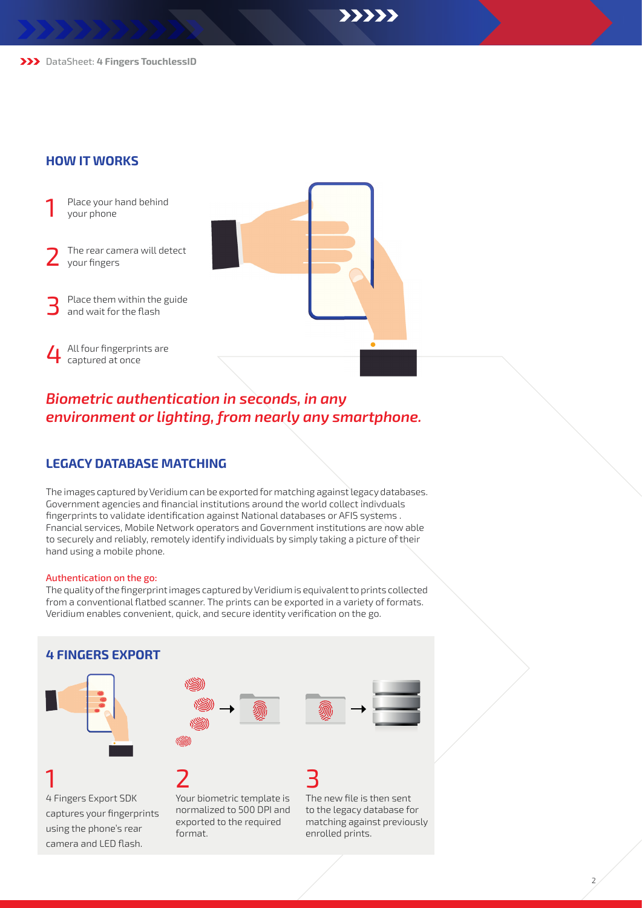## HOW IT WORKS

1. Place your hand behind your phone
2. The rear camera will detect your fingers
3. Place them within the guide and wait for the flash
4. All four fingerprints are captured at once

*Biometric authentication in seconds, in any environment or lighting, from nearly any smartphone.*

## LEGACY DATABASE MATCHING

The images captured by Veridium can be exported for matching against legacy databases. Government agencies and financial institutions around the world collect indivduals fingerprints to validate identification against National databases or AFIS systems . Fnancial services, Mobile Network operators and Government institutions are now able to securely and reliably, remotely identify individuals by simply taking a picture of their hand using a mobile phone.

**Authentication on the go:**

The quality of the fingerprint images captured by Veridium is equivalent to prints collected from a conventional flatbed scanner. The prints can be exported in a variety of formats. Veridium enables convenient, quick, and secure identity verification on the go.

## 4 FINGERS EXPORT

1. 4 Fingers Export SDK captures your fingerprints using the phone's rear camera and LED flash.
2. Your biometric template is normalized to 500 DPI and exported to the required format.
3. The new file is then sent to the legacy database for matching against previously enrolled prints.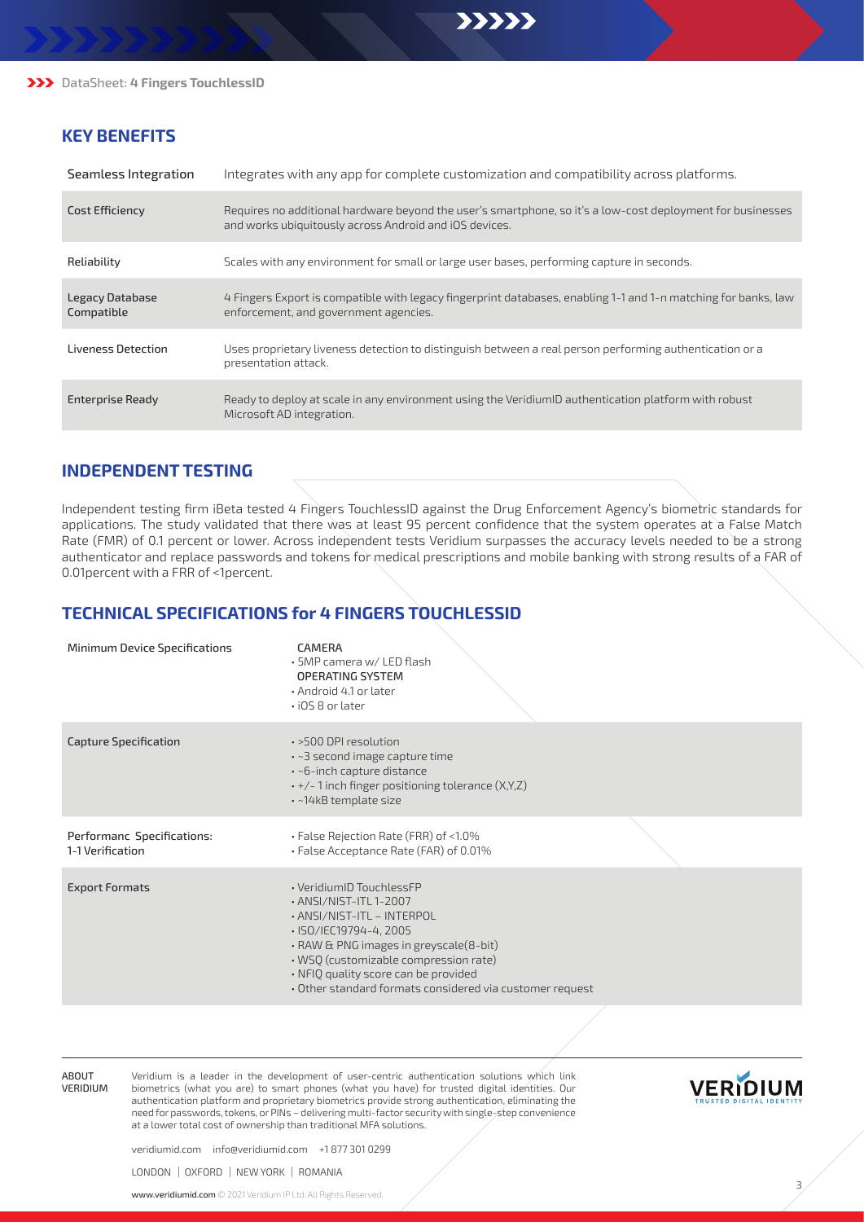DataSheet: **4 Fingers TouchlessID**

## KEY BENEFITS

| | |
|---|---|
| Seamless Integration | Integrates with any app for complete customization and compatibility across platforms. |
| Cost Efficiency | Requires no additional hardware beyond the user's smartphone, so it's a low-cost deployment for businesses and works ubiquitously across Android and iOS devices. |
| Reliability | Scales with any environment for small or large user bases, performing capture in seconds. |
| Legacy Database Compatible | 4 Fingers Export is compatible with legacy fingerprint databases, enabling 1-1 and 1-n matching for banks, law enforcement, and government agencies. |
| Liveness Detection | Uses proprietary liveness detection to distinguish between a real person performing authentication or a presentation attack. |
| Enterprise Ready | Ready to deploy at scale in any environment using the VeridiumID authentication platform with robust Microsoft AD integration. |

## INDEPENDENT TESTING

Independent testing firm iBeta tested 4 Fingers TouchlessID against the Drug Enforcement Agency's biometric standards for applications. The study validated that there was at least 95 percent confidence that the system operates at a False Match Rate (FMR) of 0.1 percent or lower. Across independent tests Veridium surpasses the accuracy levels needed to be a strong authenticator and replace passwords and tokens for medical prescriptions and mobile banking with strong results of a FAR of 0.01percent with a FRR of <1percent.

## TECHNICAL SPECIFICATIONS for 4 FINGERS TOUCHLESSID

| | |
|---|---|
| Minimum Device Specifications | CAMERA<br>• 5MP camera w/ LED flash<br>OPERATING SYSTEM<br>• Android 4.1 or later<br>• iOS 8 or later |
| Capture Specification | • >500 DPI resolution<br>• ~3 second image capture time<br>• ~6-inch capture distance<br>• +/- 1 inch finger positioning tolerance (X,Y,Z)<br>• ~14kB template size |
| Performanc Specifications: 1-1 Verification | • False Rejection Rate (FRR) of <1.0%<br>• False Acceptance Rate (FAR) of 0.01% |
| Export Formats | • VeridiumID TouchlessFP<br>• ANSI/NIST-ITL 1-2007<br>• ANSI/NIST-ITL – INTERPOL<br>• ISO/IEC19794-4, 2005<br>• RAW & PNG images in greyscale(8-bit)<br>• WSQ (customizable compression rate)<br>• NFIQ quality score can be provided<br>• Other standard formats considered via customer request |

ABOUT VERIDIUM

Veridium is a leader in the development of user-centric authentication solutions which link biometrics (what you are) to smart phones (what you have) for trusted digital identities. Our authentication platform and proprietary biometrics provide strong authentication, eliminating the need for passwords, tokens, or PINs – delivering multi-factor security with single-step convenience at a lower total cost of ownership than traditional MFA solutions.

veridiumid.com info@veridiumid.com +1 877 301 0299

LONDON | OXFORD | NEW YORK | ROMANIA

VERIDIUM TRUSTED DIGITAL IDENTITY

www.veridiumid.com © 2021 Veridium IP Ltd. All Rights Reserved.